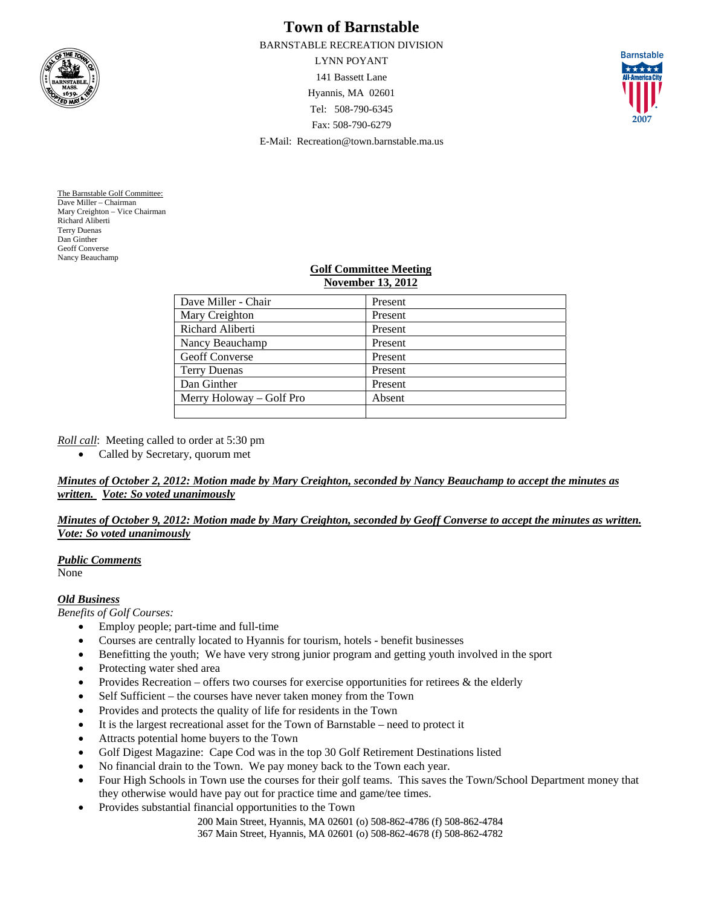# Town of Barnstable

BARNSTABLE RECREATION DIVISION
LYNN POYANT
141 Bassett Lane
Hyannis, MA 02601
Tel: 508-790-6345
Fax: 508-790-6279
E-Mail: Recreation@town.barnstable.ma.us

The Barnstable Golf Committee:
Dave Miller – Chairman
Mary Creighton – Vice Chairman
Richard Aliberti
Terry Duenas
Dan Ginther
Geoff Converse
Nancy Beauchamp

## Golf Committee Meeting
## November 13, 2012

| | |
|---|---|
| Dave Miller - Chair | Present |
| Mary Creighton | Present |
| Richard Aliberti | Present |
| Nancy Beauchamp | Present |
| Geoff Converse | Present |
| Terry Duenas | Present |
| Dan Ginther | Present |
| Merry Holoway – Golf Pro | Absent |
| | |

*Roll call*: Meeting called to order at 5:30 pm

- Called by Secretary, quorum met

***Minutes of October 2, 2012: Motion made by Mary Creighton, seconded by Nancy Beauchamp to accept the minutes as written. Vote: So voted unanimously***

***Minutes of October 9, 2012: Motion made by Mary Creighton, seconded by Geoff Converse to accept the minutes as written. Vote: So voted unanimously***

***Public Comments***
None

***Old Business***
*Benefits of Golf Courses:*

- Employ people; part-time and full-time
- Courses are centrally located to Hyannis for tourism, hotels - benefit businesses
- Benefitting the youth; We have very strong junior program and getting youth involved in the sport
- Protecting water shed area
- Provides Recreation – offers two courses for exercise opportunities for retirees & the elderly
- Self Sufficient – the courses have never taken money from the Town
- Provides and protects the quality of life for residents in the Town
- It is the largest recreational asset for the Town of Barnstable – need to protect it
- Attracts potential home buyers to the Town
- Golf Digest Magazine: Cape Cod was in the top 30 Golf Retirement Destinations listed
- No financial drain to the Town. We pay money back to the Town each year.
- Four High Schools in Town use the courses for their golf teams. This saves the Town/School Department money that they otherwise would have pay out for practice time and game/tee times.
- Provides substantial financial opportunities to the Town

200 Main Street, Hyannis, MA 02601 (o) 508-862-4786 (f) 508-862-4784
367 Main Street, Hyannis, MA 02601 (o) 508-862-4678 (f) 508-862-4782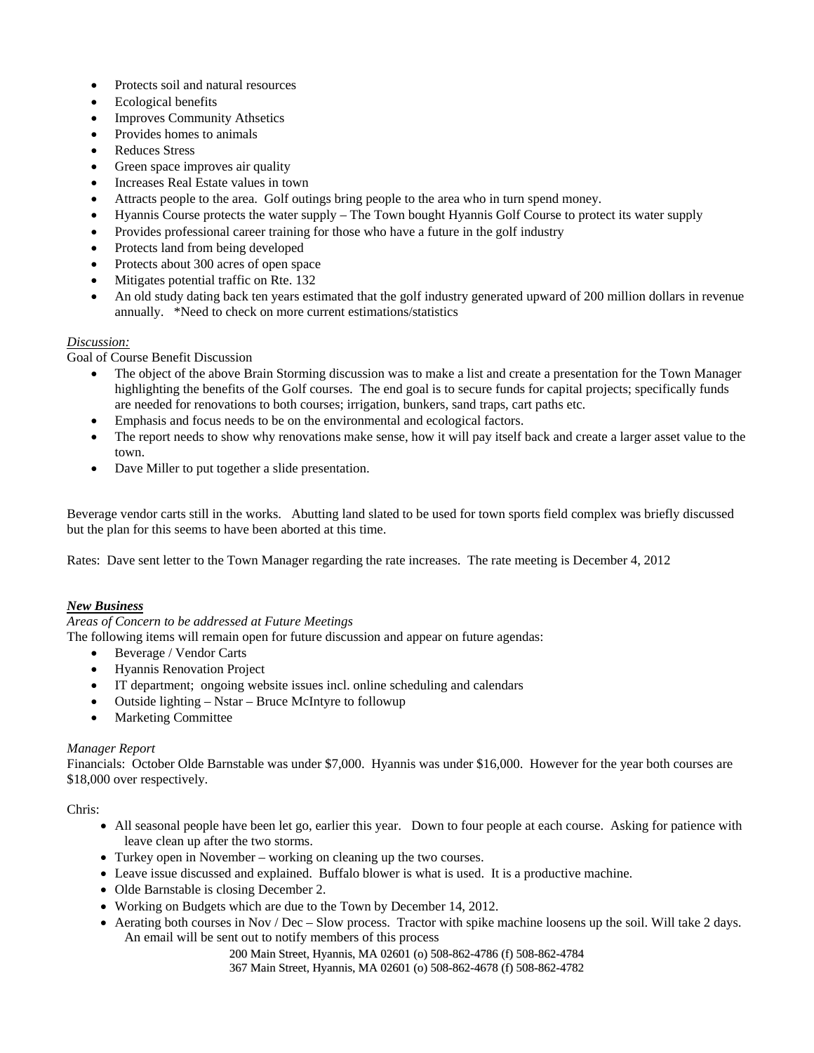- Protects soil and natural resources
- Ecological benefits
- Improves Community Athsetics
- Provides homes to animals
- Reduces Stress
- Green space improves air quality
- Increases Real Estate values in town
- Attracts people to the area. Golf outings bring people to the area who in turn spend money.
- Hyannis Course protects the water supply – The Town bought Hyannis Golf Course to protect its water supply
- Provides professional career training for those who have a future in the golf industry
- Protects land from being developed
- Protects about 300 acres of open space
- Mitigates potential traffic on Rte. 132
- An old study dating back ten years estimated that the golf industry generated upward of 200 million dollars in revenue annually. *Need to check on more current estimations/statistics

*Discussion:*

Goal of Course Benefit Discussion

- The object of the above Brain Storming discussion was to make a list and create a presentation for the Town Manager highlighting the benefits of the Golf courses. The end goal is to secure funds for capital projects; specifically funds are needed for renovations to both courses; irrigation, bunkers, sand traps, cart paths etc.
- Emphasis and focus needs to be on the environmental and ecological factors.
- The report needs to show why renovations make sense, how it will pay itself back and create a larger asset value to the town.
- Dave Miller to put together a slide presentation.

Beverage vendor carts still in the works. Abutting land slated to be used for town sports field complex was briefly discussed but the plan for this seems to have been aborted at this time.

Rates: Dave sent letter to the Town Manager regarding the rate increases. The rate meeting is December 4, 2012

***New Business***

*Areas of Concern to be addressed at Future Meetings*

The following items will remain open for future discussion and appear on future agendas:

- Beverage / Vendor Carts
- Hyannis Renovation Project
- IT department; ongoing website issues incl. online scheduling and calendars
- Outside lighting – Nstar – Bruce McIntyre to followup
- Marketing Committee

*Manager Report*

Financials: October Olde Barnstable was under $7,000. Hyannis was under $16,000. However for the year both courses are $18,000 over respectively.

Chris:

- All seasonal people have been let go, earlier this year. Down to four people at each course. Asking for patience with leave clean up after the two storms.
- Turkey open in November – working on cleaning up the two courses.
- Leave issue discussed and explained. Buffalo blower is what is used. It is a productive machine.
- Olde Barnstable is closing December 2.
- Working on Budgets which are due to the Town by December 14, 2012.
- Aerating both courses in Nov / Dec – Slow process. Tractor with spike machine loosens up the soil. Will take 2 days. An email will be sent out to notify members of this process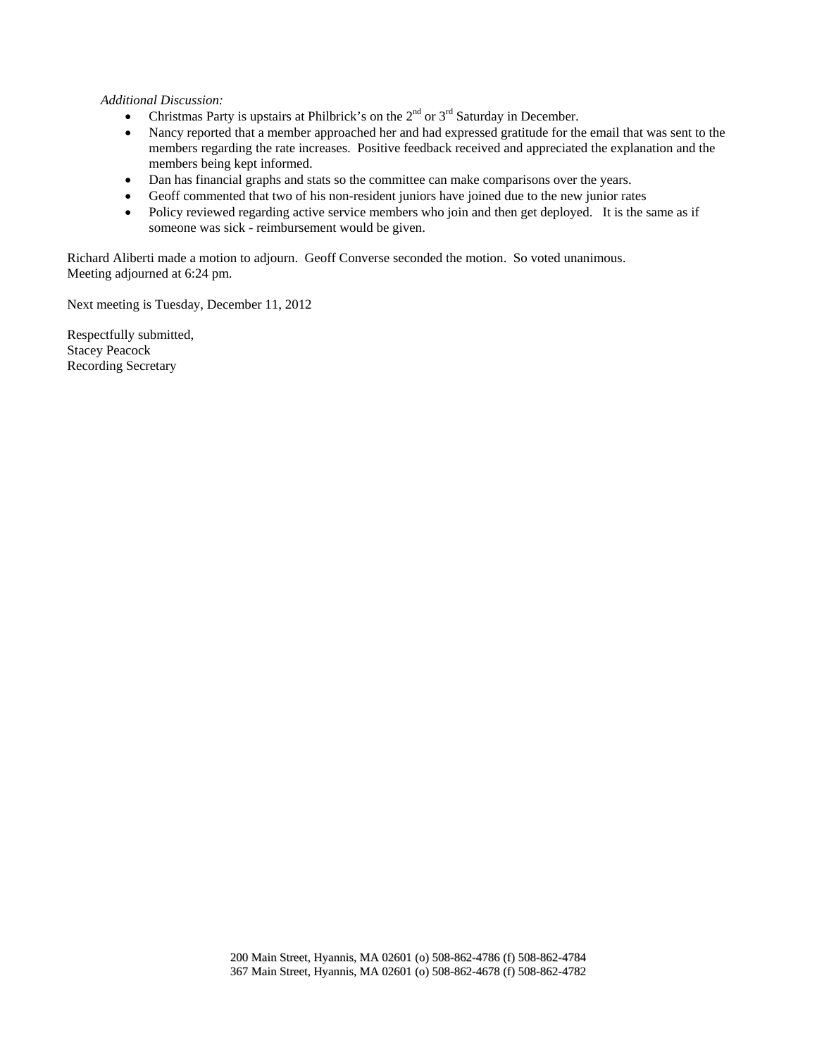*Additional Discussion:*

- Christmas Party is upstairs at Philbrick's on the 2nd or 3rd Saturday in December.
- Nancy reported that a member approached her and had expressed gratitude for the email that was sent to the members regarding the rate increases. Positive feedback received and appreciated the explanation and the members being kept informed.
- Dan has financial graphs and stats so the committee can make comparisons over the years.
- Geoff commented that two of his non-resident juniors have joined due to the new junior rates
- Policy reviewed regarding active service members who join and then get deployed. It is the same as if someone was sick - reimbursement would be given.

Richard Aliberti made a motion to adjourn. Geoff Converse seconded the motion. So voted unanimous.
Meeting adjourned at 6:24 pm.

Next meeting is Tuesday, December 11, 2012

Respectfully submitted,
Stacey Peacock
Recording Secretary

200 Main Street, Hyannis, MA 02601 (o) 508-862-4786 (f) 508-862-4784
367 Main Street, Hyannis, MA 02601 (o) 508-862-4678 (f) 508-862-4782